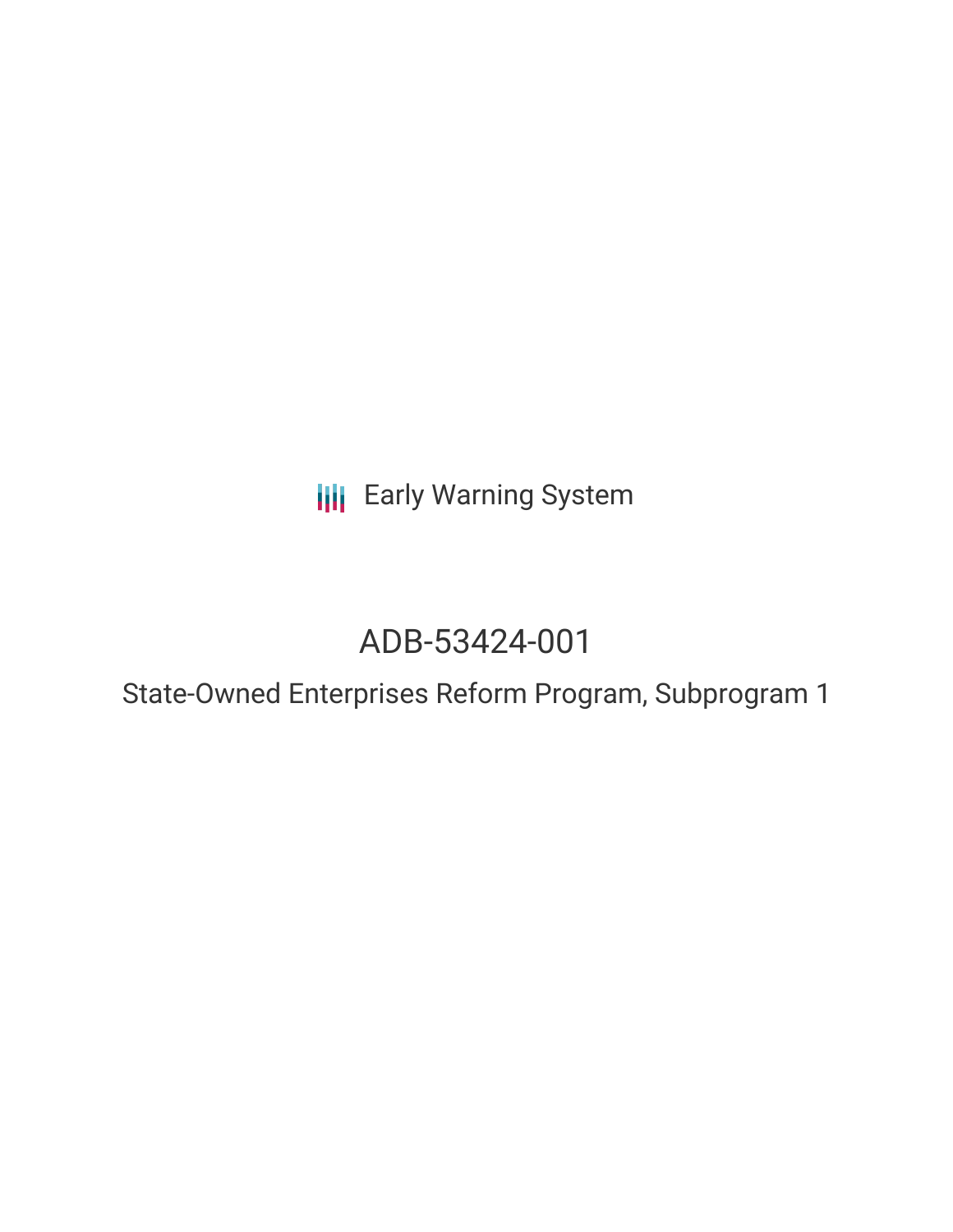Early Warning System

# ADB-53424-001

## State-Owned Enterprises Reform Program, Subprogram 1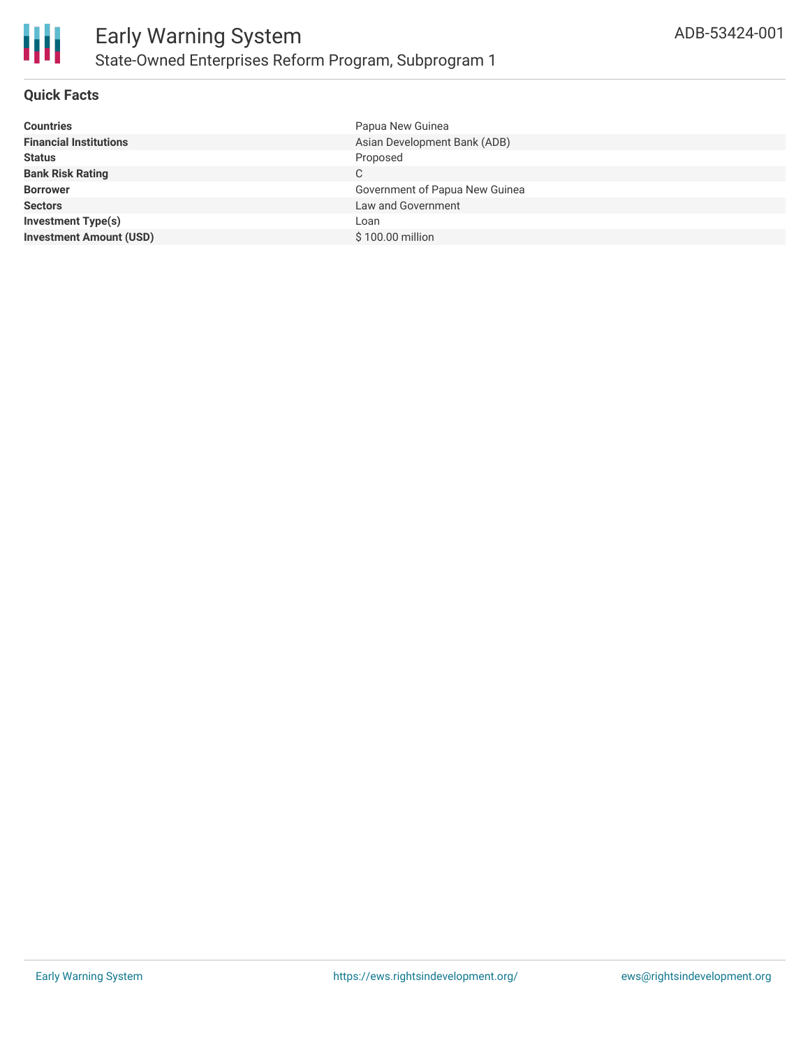# Early Warning System

## State-Owned Enterprises Reform Program, Subprogram 1

ADB-53424-001

### Quick Facts

| | |
|---|---|
| **Countries** | Papua New Guinea |
| **Financial Institutions** | Asian Development Bank (ADB) |
| **Status** | Proposed |
| **Bank Risk Rating** | C |
| **Borrower** | Government of Papua New Guinea |
| **Sectors** | Law and Government |
| **Investment Type(s)** | Loan |
| **Investment Amount (USD)** | $ 100.00 million |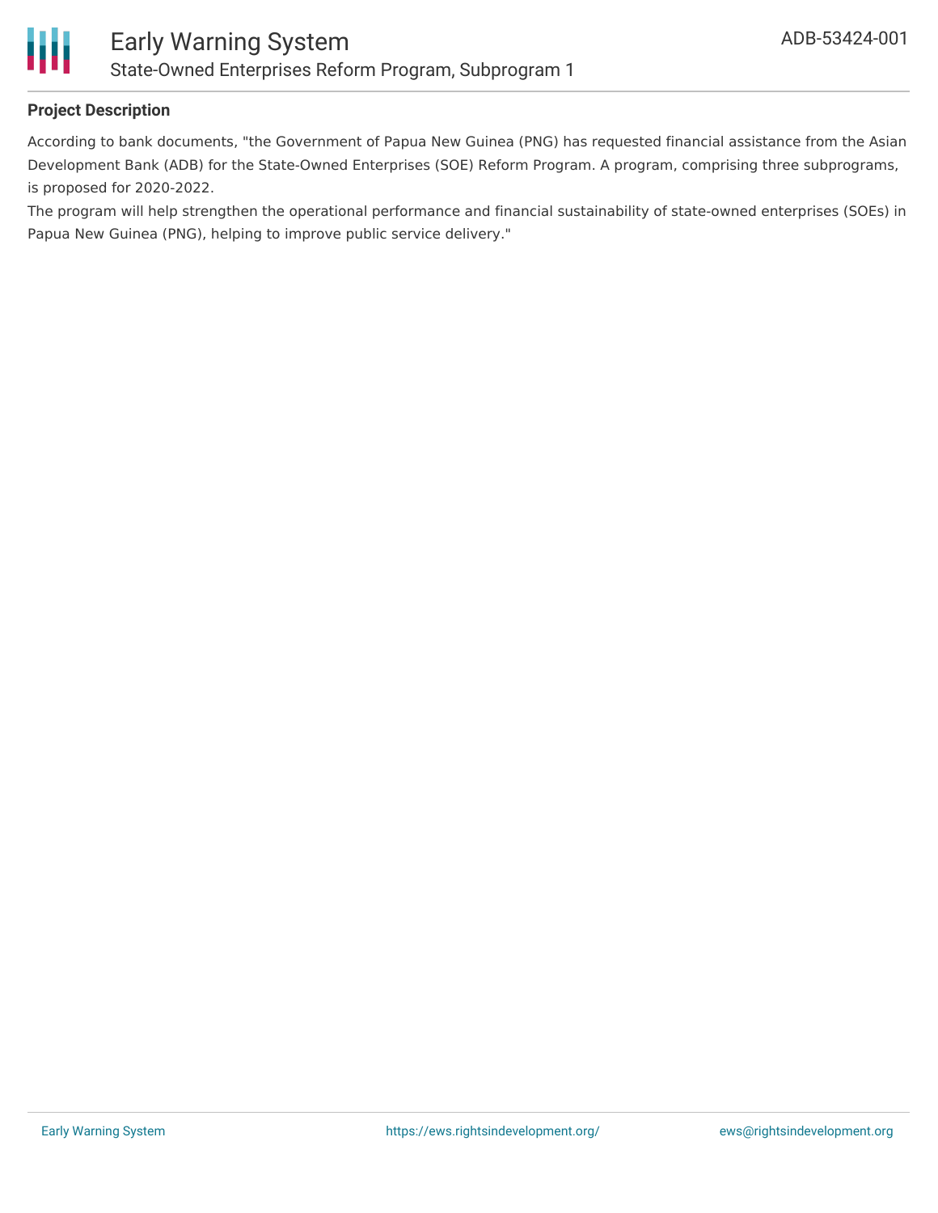## Project Description

According to bank documents, "the Government of Papua New Guinea (PNG) has requested financial assistance from the Asian Development Bank (ADB) for the State-Owned Enterprises (SOE) Reform Program. A program, comprising three subprograms, is proposed for 2020-2022.

The program will help strengthen the operational performance and financial sustainability of state-owned enterprises (SOEs) in Papua New Guinea (PNG), helping to improve public service delivery."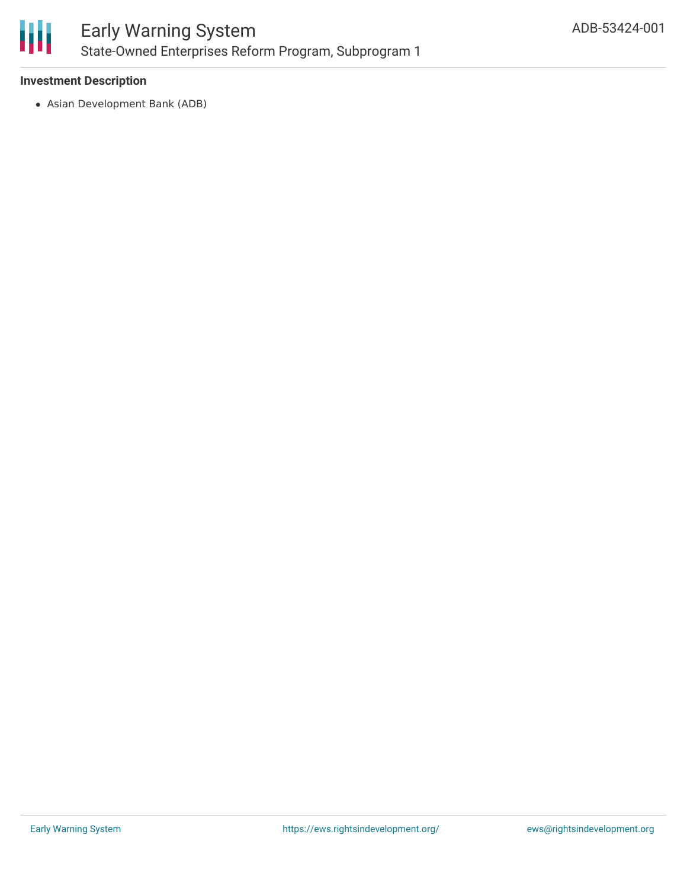**Investment Description**

- Asian Development Bank (ADB)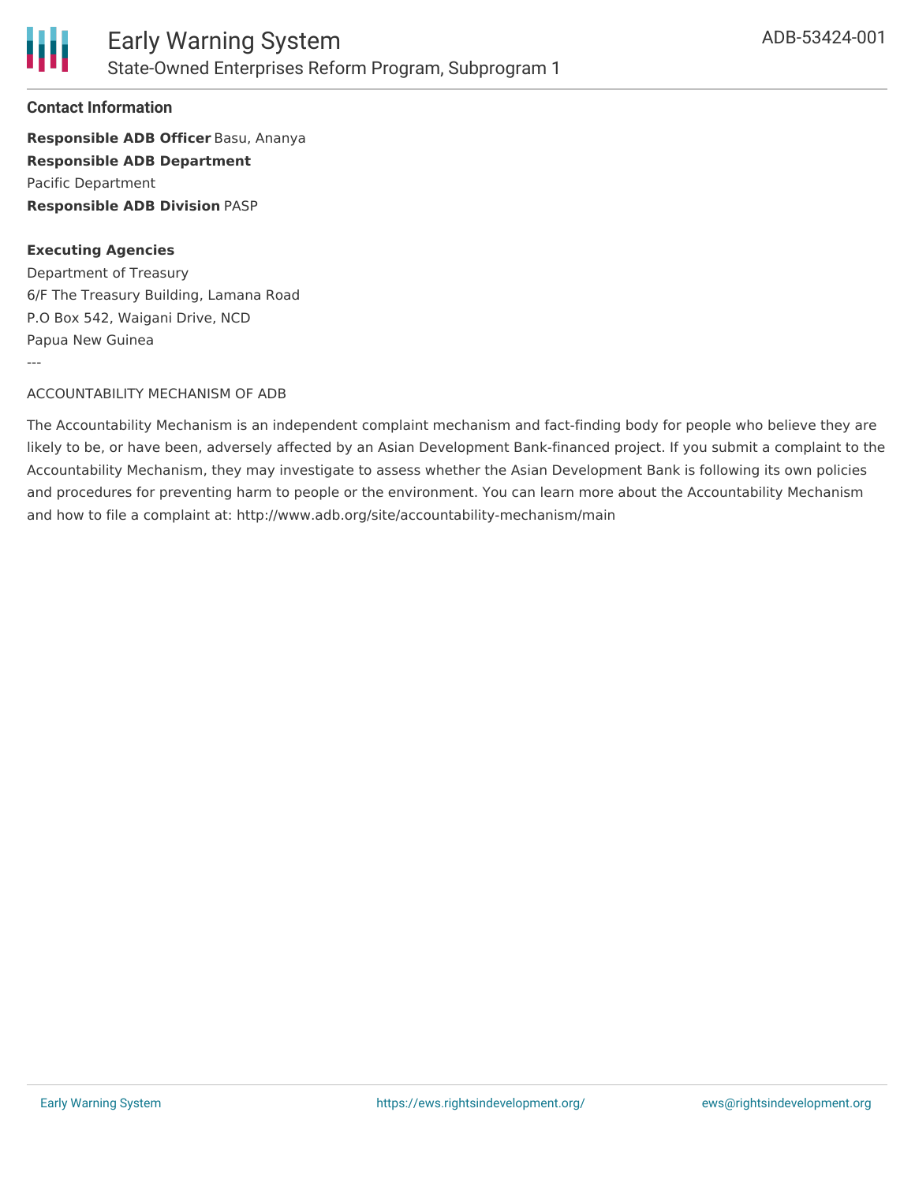### Contact Information

**Responsible ADB Officer** Basu, Ananya
**Responsible ADB Department**
Pacific Department
**Responsible ADB Division** PASP

**Executing Agencies**
Department of Treasury
6/F The Treasury Building, Lamana Road
P.O Box 542, Waigani Drive, NCD
Papua New Guinea

---

ACCOUNTABILITY MECHANISM OF ADB

The Accountability Mechanism is an independent complaint mechanism and fact-finding body for people who believe they are likely to be, or have been, adversely affected by an Asian Development Bank-financed project. If you submit a complaint to the Accountability Mechanism, they may investigate to assess whether the Asian Development Bank is following its own policies and procedures for preventing harm to people or the environment. You can learn more about the Accountability Mechanism and how to file a complaint at: http://www.adb.org/site/accountability-mechanism/main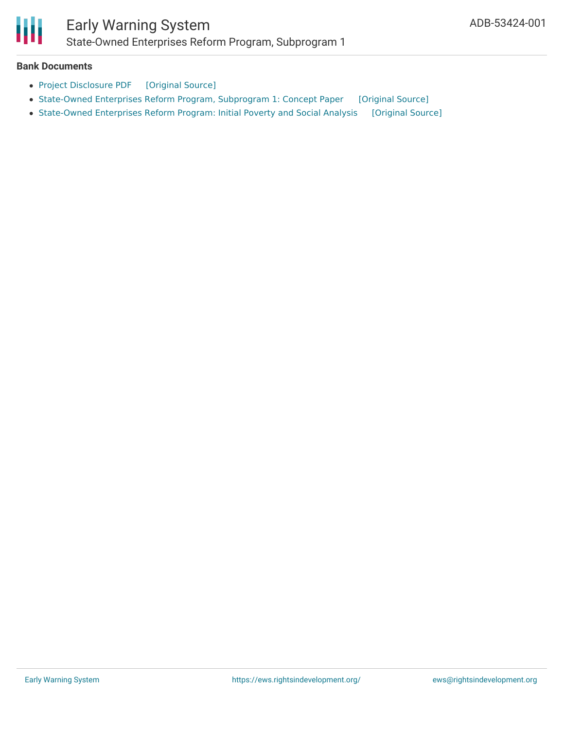**Bank Documents**

- Project Disclosure PDF [Original Source]
- State-Owned Enterprises Reform Program, Subprogram 1: Concept Paper [Original Source]
- State-Owned Enterprises Reform Program: Initial Poverty and Social Analysis [Original Source]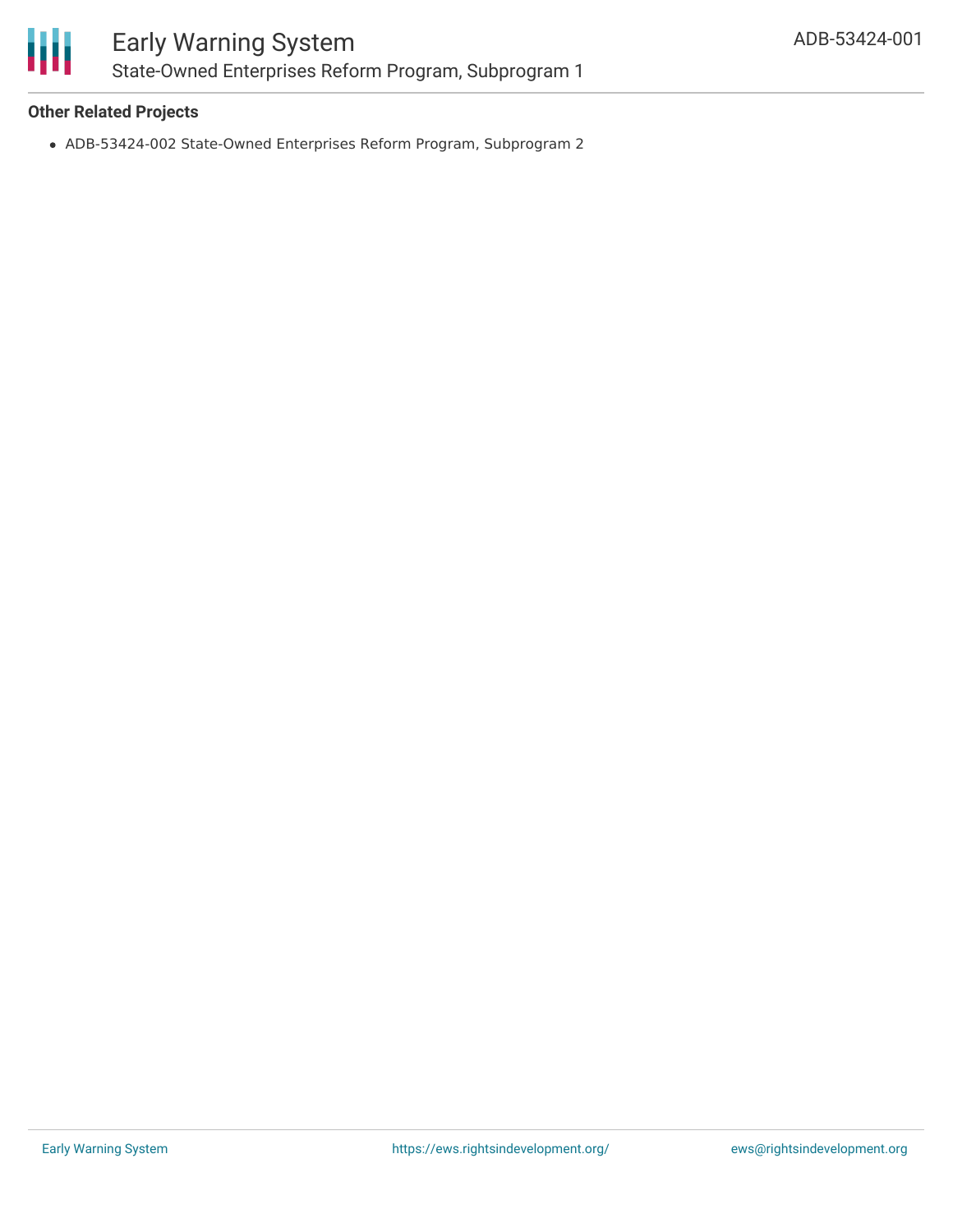**Other Related Projects**

- ADB-53424-002 State-Owned Enterprises Reform Program, Subprogram 2